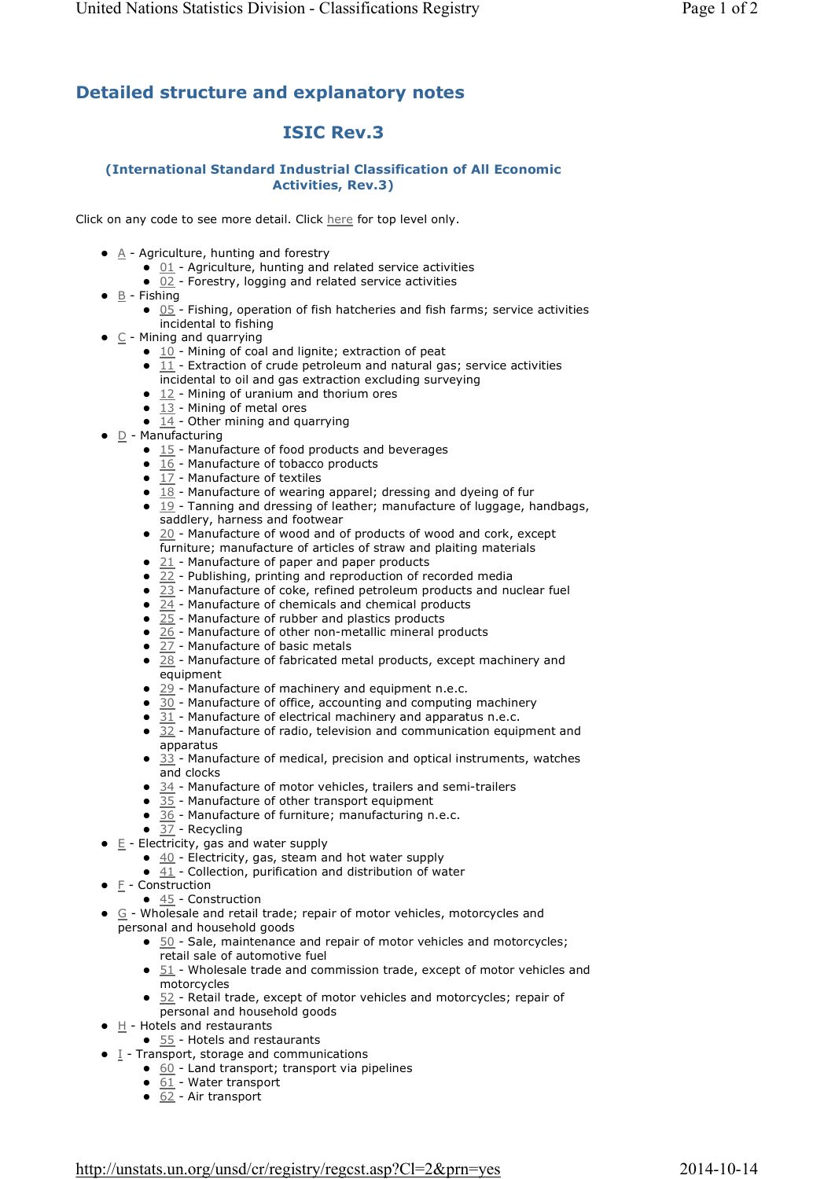# Detailed structure and explanatory notes

## ISIC Rev.3

### (International Standard Industrial Classification of All Economic Activities, Rev.3)

Click on any code to see more detail. Click here for top level only.

- A - Agriculture, hunting and forestry
  - 01 - Agriculture, hunting and related service activities
  - 02 - Forestry, logging and related service activities
- B - Fishing
  - 05 - Fishing, operation of fish hatcheries and fish farms; service activities incidental to fishing
- C - Mining and quarrying
  - 10 - Mining of coal and lignite; extraction of peat
  - 11 - Extraction of crude petroleum and natural gas; service activities incidental to oil and gas extraction excluding surveying
  - 12 - Mining of uranium and thorium ores
  - 13 - Mining of metal ores
  - 14 - Other mining and quarrying
- D - Manufacturing
  - 15 - Manufacture of food products and beverages
  - 16 - Manufacture of tobacco products
  - 17 - Manufacture of textiles
  - 18 - Manufacture of wearing apparel; dressing and dyeing of fur
  - 19 - Tanning and dressing of leather; manufacture of luggage, handbags, saddlery, harness and footwear
  - 20 - Manufacture of wood and of products of wood and cork, except furniture; manufacture of articles of straw and plaiting materials
  - 21 - Manufacture of paper and paper products
  - 22 - Publishing, printing and reproduction of recorded media
  - 23 - Manufacture of coke, refined petroleum products and nuclear fuel
  - 24 - Manufacture of chemicals and chemical products
  - 25 - Manufacture of rubber and plastics products
  - 26 - Manufacture of other non-metallic mineral products
  - 27 - Manufacture of basic metals
  - 28 - Manufacture of fabricated metal products, except machinery and equipment
  - 29 - Manufacture of machinery and equipment n.e.c.
  - 30 - Manufacture of office, accounting and computing machinery
  - 31 - Manufacture of electrical machinery and apparatus n.e.c.
  - 32 - Manufacture of radio, television and communication equipment and apparatus
  - 33 - Manufacture of medical, precision and optical instruments, watches and clocks
  - 34 - Manufacture of motor vehicles, trailers and semi-trailers
  - 35 - Manufacture of other transport equipment
  - 36 - Manufacture of furniture; manufacturing n.e.c.
  - 37 - Recycling
- E - Electricity, gas and water supply
  - 40 - Electricity, gas, steam and hot water supply
  - 41 - Collection, purification and distribution of water
- F - Construction
  - 45 - Construction
- G - Wholesale and retail trade; repair of motor vehicles, motorcycles and personal and household goods
  - 50 - Sale, maintenance and repair of motor vehicles and motorcycles; retail sale of automotive fuel
  - 51 - Wholesale trade and commission trade, except of motor vehicles and motorcycles
  - 52 - Retail trade, except of motor vehicles and motorcycles; repair of personal and household goods
- H - Hotels and restaurants
  - 55 - Hotels and restaurants
- I - Transport, storage and communications
  - 60 - Land transport; transport via pipelines
  - 61 - Water transport
  - 62 - Air transport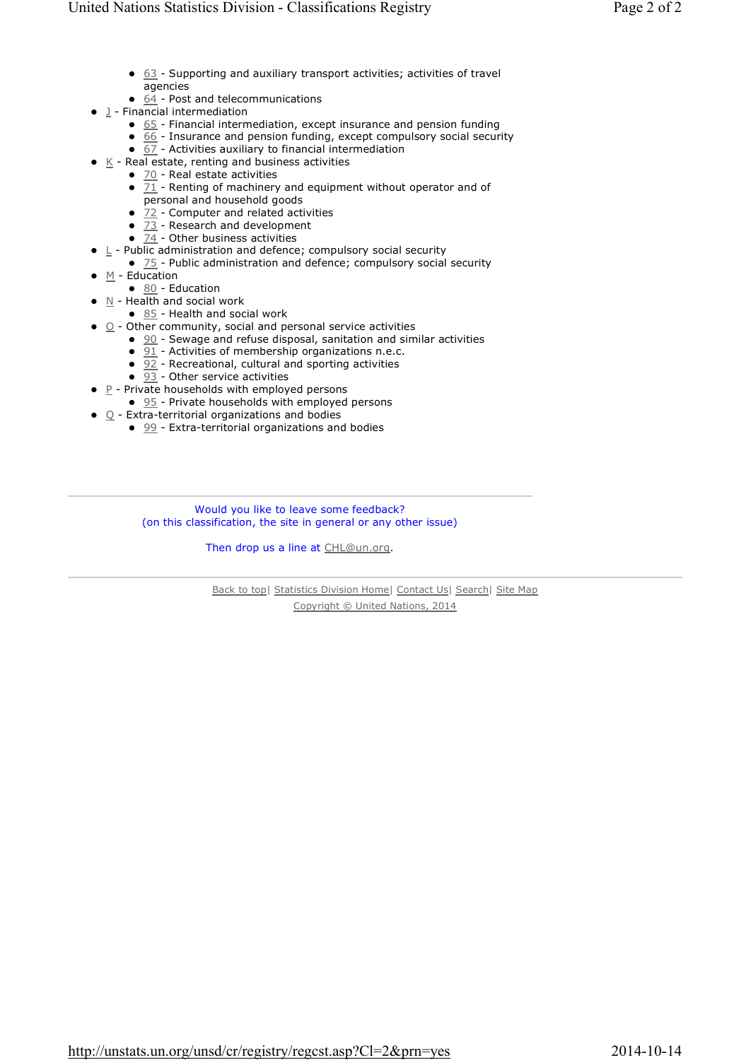- 63 - Supporting and auxiliary transport activities; activities of travel agencies
    - 64 - Post and telecommunications
- J - Financial intermediation
    - 65 - Financial intermediation, except insurance and pension funding
    - 66 - Insurance and pension funding, except compulsory social security
    - 67 - Activities auxiliary to financial intermediation
- K - Real estate, renting and business activities
    - 70 - Real estate activities
    - 71 - Renting of machinery and equipment without operator and of personal and household goods
    - 72 - Computer and related activities
    - 73 - Research and development
    - 74 - Other business activities
- L - Public administration and defence; compulsory social security
    - 75 - Public administration and defence; compulsory social security
- M - Education
    - 80 - Education
- N - Health and social work
    - 85 - Health and social work
- O - Other community, social and personal service activities
    - 90 - Sewage and refuse disposal, sanitation and similar activities
    - 91 - Activities of membership organizations n.e.c.
    - 92 - Recreational, cultural and sporting activities
    - 93 - Other service activities
- P - Private households with employed persons
    - 95 - Private households with employed persons
- Q - Extra-territorial organizations and bodies
    - 99 - Extra-territorial organizations and bodies

---

Would you like to leave some feedback?
(on this classification, the site in general or any other issue)

Then drop us a line at CHL@un.org.

---

Back to top | Statistics Division Home | Contact Us | Search | Site Map

Copyright © United Nations, 2014

http://unstats.un.org/unsd/cr/registry/regcst.asp?Cl=2&prn=yes 2014-10-14